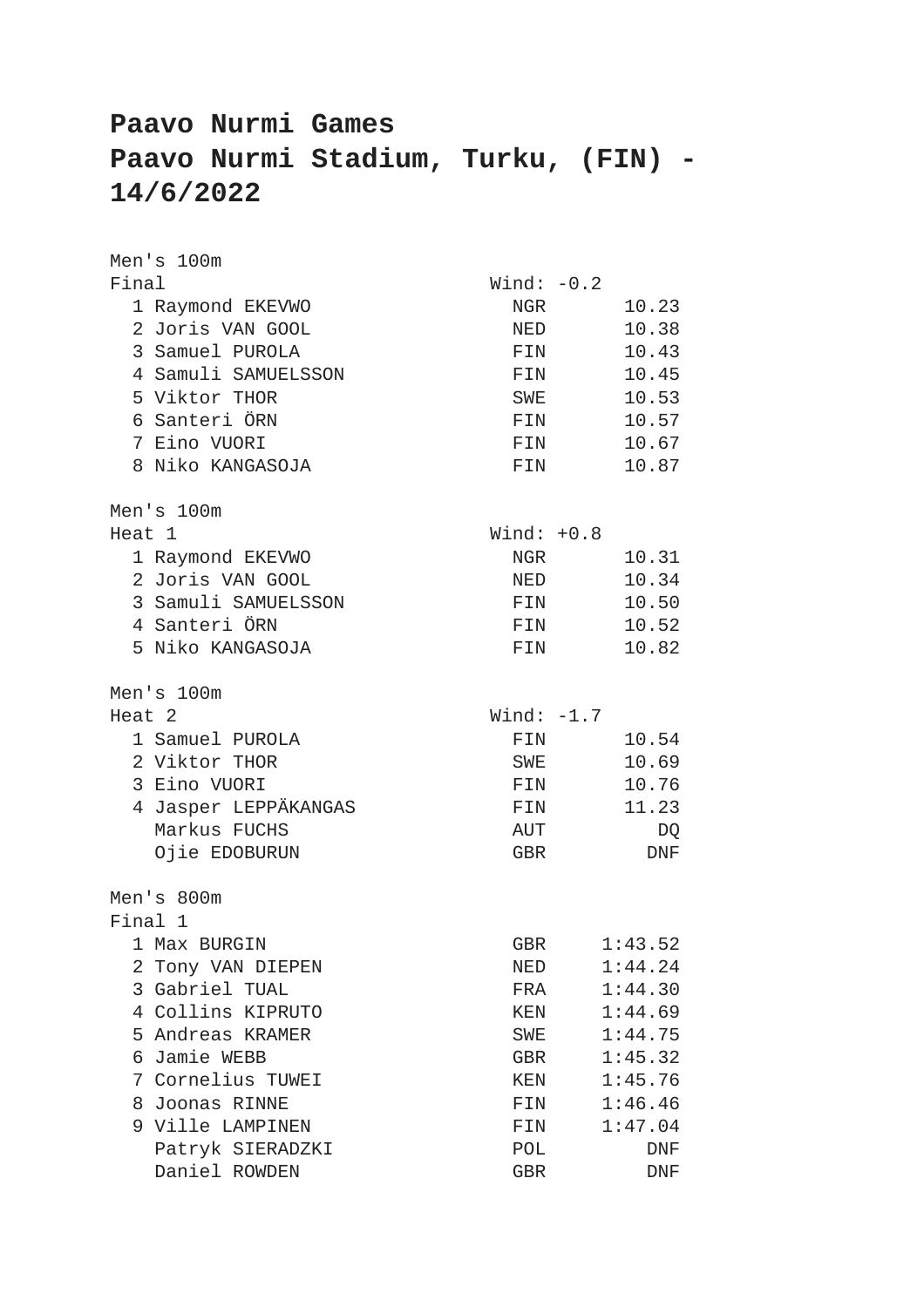# Paavo Nurmi Games
# Paavo Nurmi Stadium, Turku, (FIN) - 14/6/2022

Men's 100m
Final — Wind: -0.2

| Place | Name | Country | Result |
|---|---|---|---|
| 1 | Raymond EKEVWO | NGR | 10.23 |
| 2 | Joris VAN GOOL | NED | 10.38 |
| 3 | Samuel PUROLA | FIN | 10.43 |
| 4 | Samuli SAMUELSSON | FIN | 10.45 |
| 5 | Viktor THOR | SWE | 10.53 |
| 6 | Santeri ÖRN | FIN | 10.57 |
| 7 | Eino VUORI | FIN | 10.67 |
| 8 | Niko KANGASOJA | FIN | 10.87 |

Men's 100m
Heat 1 — Wind: +0.8

| Place | Name | Country | Result |
|---|---|---|---|
| 1 | Raymond EKEVWO | NGR | 10.31 |
| 2 | Joris VAN GOOL | NED | 10.34 |
| 3 | Samuli SAMUELSSON | FIN | 10.50 |
| 4 | Santeri ÖRN | FIN | 10.52 |
| 5 | Niko KANGASOJA | FIN | 10.82 |

Men's 100m
Heat 2 — Wind: -1.7

| Place | Name | Country | Result |
|---|---|---|---|
| 1 | Samuel PUROLA | FIN | 10.54 |
| 2 | Viktor THOR | SWE | 10.69 |
| 3 | Eino VUORI | FIN | 10.76 |
| 4 | Jasper LEPPÄKANGAS | FIN | 11.23 |
| | Markus FUCHS | AUT | DQ |
| | Ojie EDOBURUN | GBR | DNF |

Men's 800m
Final 1

| Place | Name | Country | Result |
|---|---|---|---|
| 1 | Max BURGIN | GBR | 1:43.52 |
| 2 | Tony VAN DIEPEN | NED | 1:44.24 |
| 3 | Gabriel TUAL | FRA | 1:44.30 |
| 4 | Collins KIPRUTO | KEN | 1:44.69 |
| 5 | Andreas KRAMER | SWE | 1:44.75 |
| 6 | Jamie WEBB | GBR | 1:45.32 |
| 7 | Cornelius TUWEI | KEN | 1:45.76 |
| 8 | Joonas RINNE | FIN | 1:46.46 |
| 9 | Ville LAMPINEN | FIN | 1:47.04 |
| | Patryk SIERADZKI | POL | DNF |
| | Daniel ROWDEN | GBR | DNF |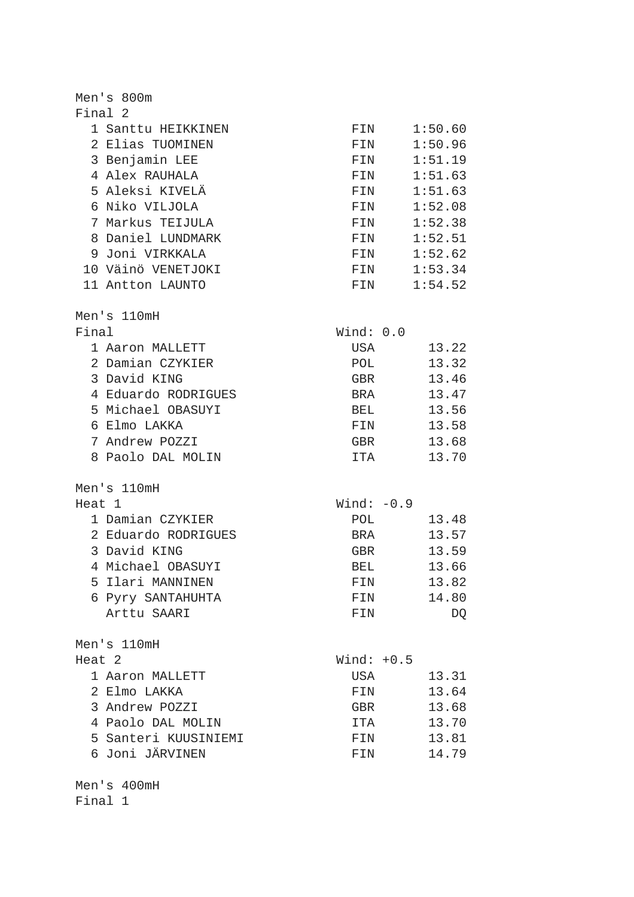Men's 800m
Final 2

| Pos | Name | Country | Time |
|---|---|---|---|
| 1 | Santtu HEIKKINEN | FIN | 1:50.60 |
| 2 | Elias TUOMINEN | FIN | 1:50.96 |
| 3 | Benjamin LEE | FIN | 1:51.19 |
| 4 | Alex RAUHALA | FIN | 1:51.63 |
| 5 | Aleksi KIVELÄ | FIN | 1:51.63 |
| 6 | Niko VILJOLA | FIN | 1:52.08 |
| 7 | Markus TEIJULA | FIN | 1:52.38 |
| 8 | Daniel LUNDMARK | FIN | 1:52.51 |
| 9 | Joni VIRKKALA | FIN | 1:52.62 |
| 10 | Väinö VENETJOKI | FIN | 1:53.34 |
| 11 | Antton LAUNTO | FIN | 1:54.52 |

Men's 110mH
Final — Wind: 0.0

| Pos | Name | Country | Time |
|---|---|---|---|
| 1 | Aaron MALLETT | USA | 13.22 |
| 2 | Damian CZYKIER | POL | 13.32 |
| 3 | David KING | GBR | 13.46 |
| 4 | Eduardo RODRIGUES | BRA | 13.47 |
| 5 | Michael OBASUYI | BEL | 13.56 |
| 6 | Elmo LAKKA | FIN | 13.58 |
| 7 | Andrew POZZI | GBR | 13.68 |
| 8 | Paolo DAL MOLIN | ITA | 13.70 |

Men's 110mH
Heat 1 — Wind: -0.9

| Pos | Name | Country | Time |
|---|---|---|---|
| 1 | Damian CZYKIER | POL | 13.48 |
| 2 | Eduardo RODRIGUES | BRA | 13.57 |
| 3 | David KING | GBR | 13.59 |
| 4 | Michael OBASUYI | BEL | 13.66 |
| 5 | Ilari MANNINEN | FIN | 13.82 |
| 6 | Pyry SANTAHUHTA | FIN | 14.80 |
| | Arttu SAARI | FIN | DQ |

Men's 110mH
Heat 2 — Wind: +0.5

| Pos | Name | Country | Time |
|---|---|---|---|
| 1 | Aaron MALLETT | USA | 13.31 |
| 2 | Elmo LAKKA | FIN | 13.64 |
| 3 | Andrew POZZI | GBR | 13.68 |
| 4 | Paolo DAL MOLIN | ITA | 13.70 |
| 5 | Santeri KUUSINIEMI | FIN | 13.81 |
| 6 | Joni JÄRVINEN | FIN | 14.79 |

Men's 400mH
Final 1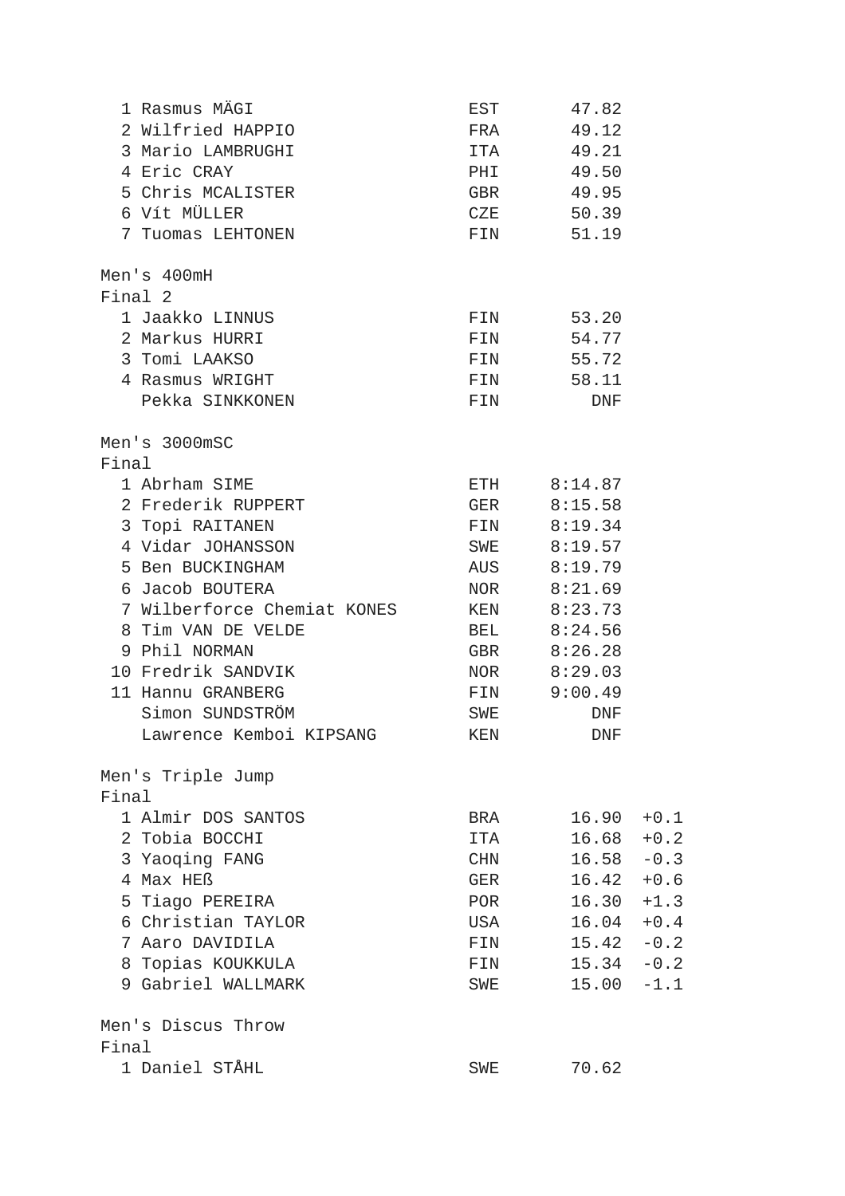| | | | |
|---|---|---|---|
| 1 | Rasmus MÄGI | EST | 47.82 |
| 2 | Wilfried HAPPIO | FRA | 49.12 |
| 3 | Mario LAMBRUGHI | ITA | 49.21 |
| 4 | Eric CRAY | PHI | 49.50 |
| 5 | Chris MCALISTER | GBR | 49.95 |
| 6 | Vít MÜLLER | CZE | 50.39 |
| 7 | Tuomas LEHTONEN | FIN | 51.19 |

Men's 400mH
Final 2

| | | | |
|---|---|---|---|
| 1 | Jaakko LINNUS | FIN | 53.20 |
| 2 | Markus HURRI | FIN | 54.77 |
| 3 | Tomi LAAKSO | FIN | 55.72 |
| 4 | Rasmus WRIGHT | FIN | 58.11 |
| | Pekka SINKKONEN | FIN | DNF |

Men's 3000mSC
Final

| | | | |
|---|---|---|---|
| 1 | Abrham SIME | ETH | 8:14.87 |
| 2 | Frederik RUPPERT | GER | 8:15.58 |
| 3 | Topi RAITANEN | FIN | 8:19.34 |
| 4 | Vidar JOHANSSON | SWE | 8:19.57 |
| 5 | Ben BUCKINGHAM | AUS | 8:19.79 |
| 6 | Jacob BOUTERA | NOR | 8:21.69 |
| 7 | Wilberforce Chemiat KONES | KEN | 8:23.73 |
| 8 | Tim VAN DE VELDE | BEL | 8:24.56 |
| 9 | Phil NORMAN | GBR | 8:26.28 |
| 10 | Fredrik SANDVIK | NOR | 8:29.03 |
| 11 | Hannu GRANBERG | FIN | 9:00.49 |
| | Simon SUNDSTRÖM | SWE | DNF |
| | Lawrence Kemboi KIPSANG | KEN | DNF |

Men's Triple Jump
Final

| | | | | |
|---|---|---|---|---|
| 1 | Almir DOS SANTOS | BRA | 16.90 | +0.1 |
| 2 | Tobia BOCCHI | ITA | 16.68 | +0.2 |
| 3 | Yaoqing FANG | CHN | 16.58 | -0.3 |
| 4 | Max HEß | GER | 16.42 | +0.6 |
| 5 | Tiago PEREIRA | POR | 16.30 | +1.3 |
| 6 | Christian TAYLOR | USA | 16.04 | +0.4 |
| 7 | Aaro DAVIDILA | FIN | 15.42 | -0.2 |
| 8 | Topias KOUKKULA | FIN | 15.34 | -0.2 |
| 9 | Gabriel WALLMARK | SWE | 15.00 | -1.1 |

Men's Discus Throw
Final

| | | | |
|---|---|---|---|
| 1 | Daniel STÅHL | SWE | 70.62 |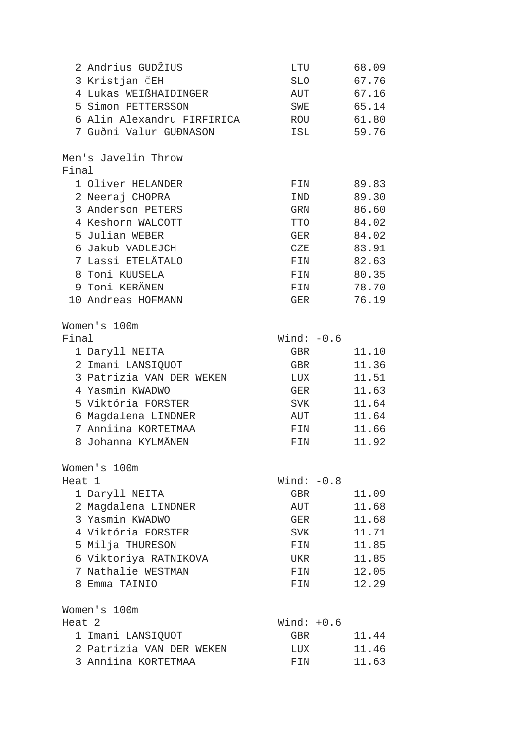| Pos | Name | Nat | Result |
|---|---|---|---|
| 2 | Andrius GUDŽIUS | LTU | 68.09 |
| 3 | Kristjan ČEH | SLO | 67.76 |
| 4 | Lukas WEIßHAIDINGER | AUT | 67.16 |
| 5 | Simon PETTERSSON | SWE | 65.14 |
| 6 | Alin Alexandru FIRFIRICA | ROU | 61.80 |
| 7 | Guðni Valur GUÐNASON | ISL | 59.76 |

Men's Javelin Throw
Final

| Pos | Name | Nat | Result |
|---|---|---|---|
| 1 | Oliver HELANDER | FIN | 89.83 |
| 2 | Neeraj CHOPRA | IND | 89.30 |
| 3 | Anderson PETERS | GRN | 86.60 |
| 4 | Keshorn WALCOTT | TTO | 84.02 |
| 5 | Julian WEBER | GER | 84.02 |
| 6 | Jakub VADLEJCH | CZE | 83.91 |
| 7 | Lassi ETELÄTALO | FIN | 82.63 |
| 8 | Toni KUUSELA | FIN | 80.35 |
| 9 | Toni KERÄNEN | FIN | 78.70 |
| 10 | Andreas HOFMANN | GER | 76.19 |

Women's 100m
Final — Wind: -0.6

| Pos | Name | Nat | Result |
|---|---|---|---|
| 1 | Daryll NEITA | GBR | 11.10 |
| 2 | Imani LANSIQUOT | GBR | 11.36 |
| 3 | Patrizia VAN DER WEKEN | LUX | 11.51 |
| 4 | Yasmin KWADWO | GER | 11.63 |
| 5 | Viktória FORSTER | SVK | 11.64 |
| 6 | Magdalena LINDNER | AUT | 11.64 |
| 7 | Anniina KORTETMAA | FIN | 11.66 |
| 8 | Johanna KYLMÄNEN | FIN | 11.92 |

Women's 100m
Heat 1 — Wind: -0.8

| Pos | Name | Nat | Result |
|---|---|---|---|
| 1 | Daryll NEITA | GBR | 11.09 |
| 2 | Magdalena LINDNER | AUT | 11.68 |
| 3 | Yasmin KWADWO | GER | 11.68 |
| 4 | Viktória FORSTER | SVK | 11.71 |
| 5 | Milja THURESON | FIN | 11.85 |
| 6 | Viktoriya RATNIKOVA | UKR | 11.85 |
| 7 | Nathalie WESTMAN | FIN | 12.05 |
| 8 | Emma TAINIO | FIN | 12.29 |

Women's 100m
Heat 2 — Wind: +0.6

| Pos | Name | Nat | Result |
|---|---|---|---|
| 1 | Imani LANSIQUOT | GBR | 11.44 |
| 2 | Patrizia VAN DER WEKEN | LUX | 11.46 |
| 3 | Anniina KORTETMAA | FIN | 11.63 |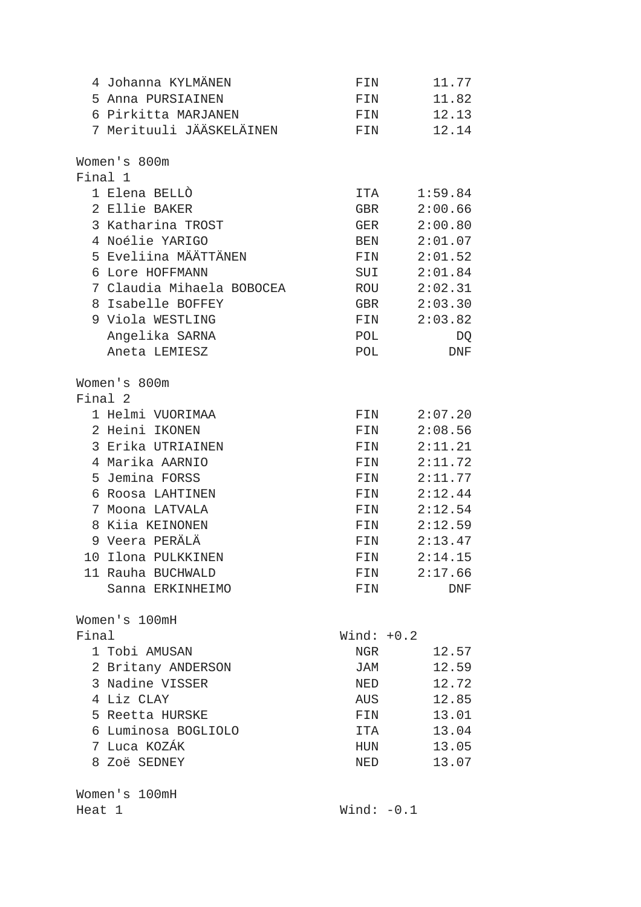| | | | |
|---|---|---|---|
| 4 | Johanna KYLMÄNEN | FIN | 11.77 |
| 5 | Anna PURSIAINEN | FIN | 11.82 |
| 6 | Pirkitta MARJANEN | FIN | 12.13 |
| 7 | Merituuli JÄÄSKELÄINEN | FIN | 12.14 |

Women's 800m
Final 1

| | | | |
|---|---|---|---|
| 1 | Elena BELLÒ | ITA | 1:59.84 |
| 2 | Ellie BAKER | GBR | 2:00.66 |
| 3 | Katharina TROST | GER | 2:00.80 |
| 4 | Noélie YARIGO | BEN | 2:01.07 |
| 5 | Eveliina MÄÄTTÄNEN | FIN | 2:01.52 |
| 6 | Lore HOFFMANN | SUI | 2:01.84 |
| 7 | Claudia Mihaela BOBOCEA | ROU | 2:02.31 |
| 8 | Isabelle BOFFEY | GBR | 2:03.30 |
| 9 | Viola WESTLING | FIN | 2:03.82 |
| | Angelika SARNA | POL | DQ |
| | Aneta LEMIESZ | POL | DNF |

Women's 800m
Final 2

| | | | |
|---|---|---|---|
| 1 | Helmi VUORIMAA | FIN | 2:07.20 |
| 2 | Heini IKONEN | FIN | 2:08.56 |
| 3 | Erika UTRIAINEN | FIN | 2:11.21 |
| 4 | Marika AARNIO | FIN | 2:11.72 |
| 5 | Jemina FORSS | FIN | 2:11.77 |
| 6 | Roosa LAHTINEN | FIN | 2:12.44 |
| 7 | Moona LATVALA | FIN | 2:12.54 |
| 8 | Kiia KEINONEN | FIN | 2:12.59 |
| 9 | Veera PERÄLÄ | FIN | 2:13.47 |
| 10 | Ilona PULKKINEN | FIN | 2:14.15 |
| 11 | Rauha BUCHWALD | FIN | 2:17.66 |
| | Sanna ERKINHEIMO | FIN | DNF |

Women's 100mH
Final Wind: +0.2

| | | | |
|---|---|---|---|
| 1 | Tobi AMUSAN | NGR | 12.57 |
| 2 | Britany ANDERSON | JAM | 12.59 |
| 3 | Nadine VISSER | NED | 12.72 |
| 4 | Liz CLAY | AUS | 12.85 |
| 5 | Reetta HURSKE | FIN | 13.01 |
| 6 | Luminosa BOGLIOLO | ITA | 13.04 |
| 7 | Luca KOZÁK | HUN | 13.05 |
| 8 | Zoë SEDNEY | NED | 13.07 |

Women's 100mH
Heat 1 Wind: -0.1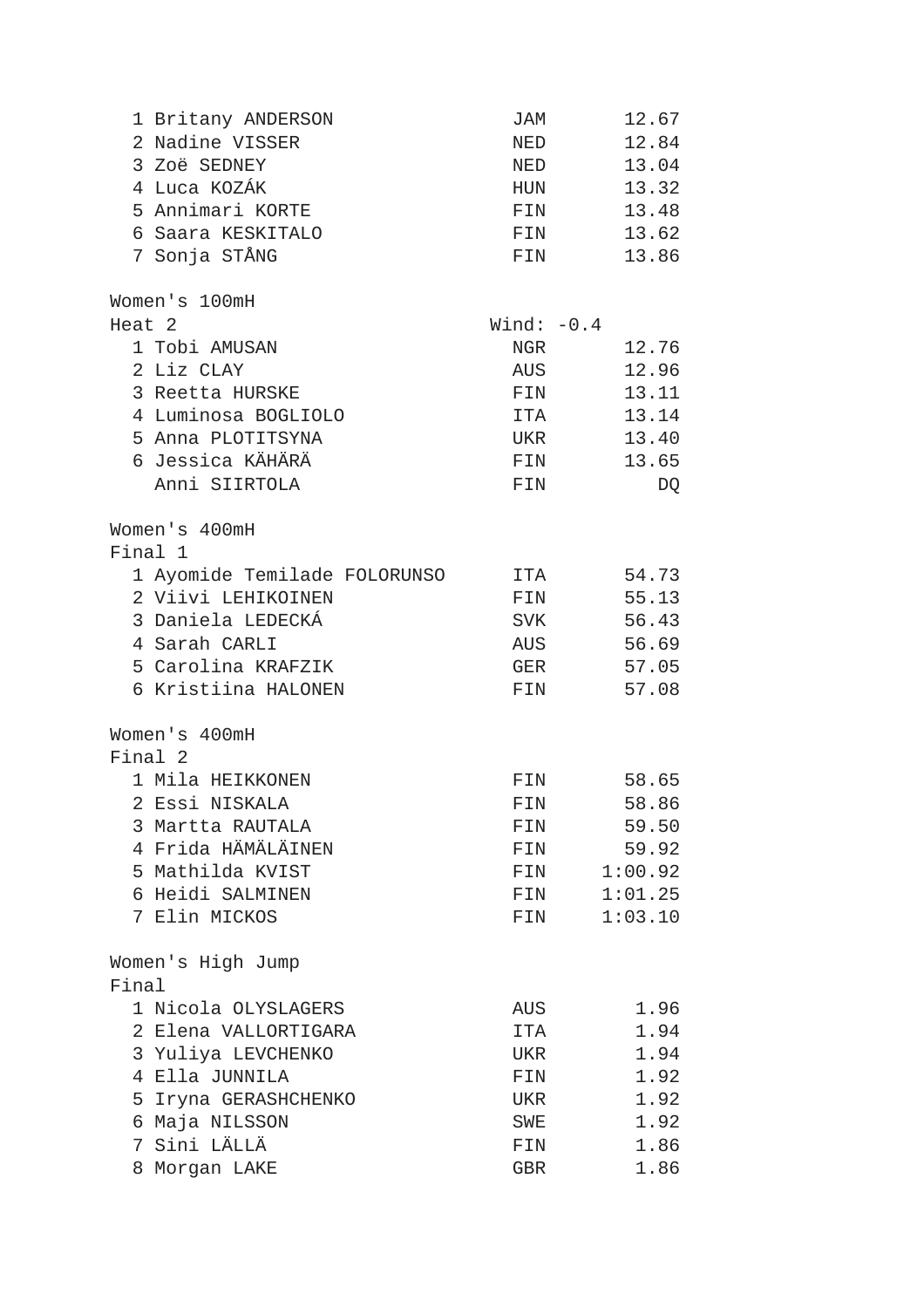| | | | |
|---|---|---|---|
| 1 | Britany ANDERSON | JAM | 12.67 |
| 2 | Nadine VISSER | NED | 12.84 |
| 3 | Zoë SEDNEY | NED | 13.04 |
| 4 | Luca KOZÁK | HUN | 13.32 |
| 5 | Annimari KORTE | FIN | 13.48 |
| 6 | Saara KESKITALO | FIN | 13.62 |
| 7 | Sonja STÅNG | FIN | 13.86 |

Women's 100mH
Heat 2 — Wind: -0.4

| | | | |
|---|---|---|---|
| 1 | Tobi AMUSAN | NGR | 12.76 |
| 2 | Liz CLAY | AUS | 12.96 |
| 3 | Reetta HURSKE | FIN | 13.11 |
| 4 | Luminosa BOGLIOLO | ITA | 13.14 |
| 5 | Anna PLOTITSYNA | UKR | 13.40 |
| 6 | Jessica KÄHÄRÄ | FIN | 13.65 |
| | Anni SIIRTOLA | FIN | DQ |

Women's 400mH
Final 1

| | | | |
|---|---|---|---|
| 1 | Ayomide Temilade FOLORUNSO | ITA | 54.73 |
| 2 | Viivi LEHIKOINEN | FIN | 55.13 |
| 3 | Daniela LEDECKÁ | SVK | 56.43 |
| 4 | Sarah CARLI | AUS | 56.69 |
| 5 | Carolina KRAFZIK | GER | 57.05 |
| 6 | Kristiina HALONEN | FIN | 57.08 |

Women's 400mH
Final 2

| | | | |
|---|---|---|---|
| 1 | Mila HEIKKONEN | FIN | 58.65 |
| 2 | Essi NISKALA | FIN | 58.86 |
| 3 | Martta RAUTALA | FIN | 59.50 |
| 4 | Frida HÄMÄLÄINEN | FIN | 59.92 |
| 5 | Mathilda KVIST | FIN | 1:00.92 |
| 6 | Heidi SALMINEN | FIN | 1:01.25 |
| 7 | Elin MICKOS | FIN | 1:03.10 |

Women's High Jump
Final

| | | | |
|---|---|---|---|
| 1 | Nicola OLYSLAGERS | AUS | 1.96 |
| 2 | Elena VALLORTIGARA | ITA | 1.94 |
| 3 | Yuliya LEVCHENKO | UKR | 1.94 |
| 4 | Ella JUNNILA | FIN | 1.92 |
| 5 | Iryna GERASHCHENKO | UKR | 1.92 |
| 6 | Maja NILSSON | SWE | 1.92 |
| 7 | Sini LÄLLÄ | FIN | 1.86 |
| 8 | Morgan LAKE | GBR | 1.86 |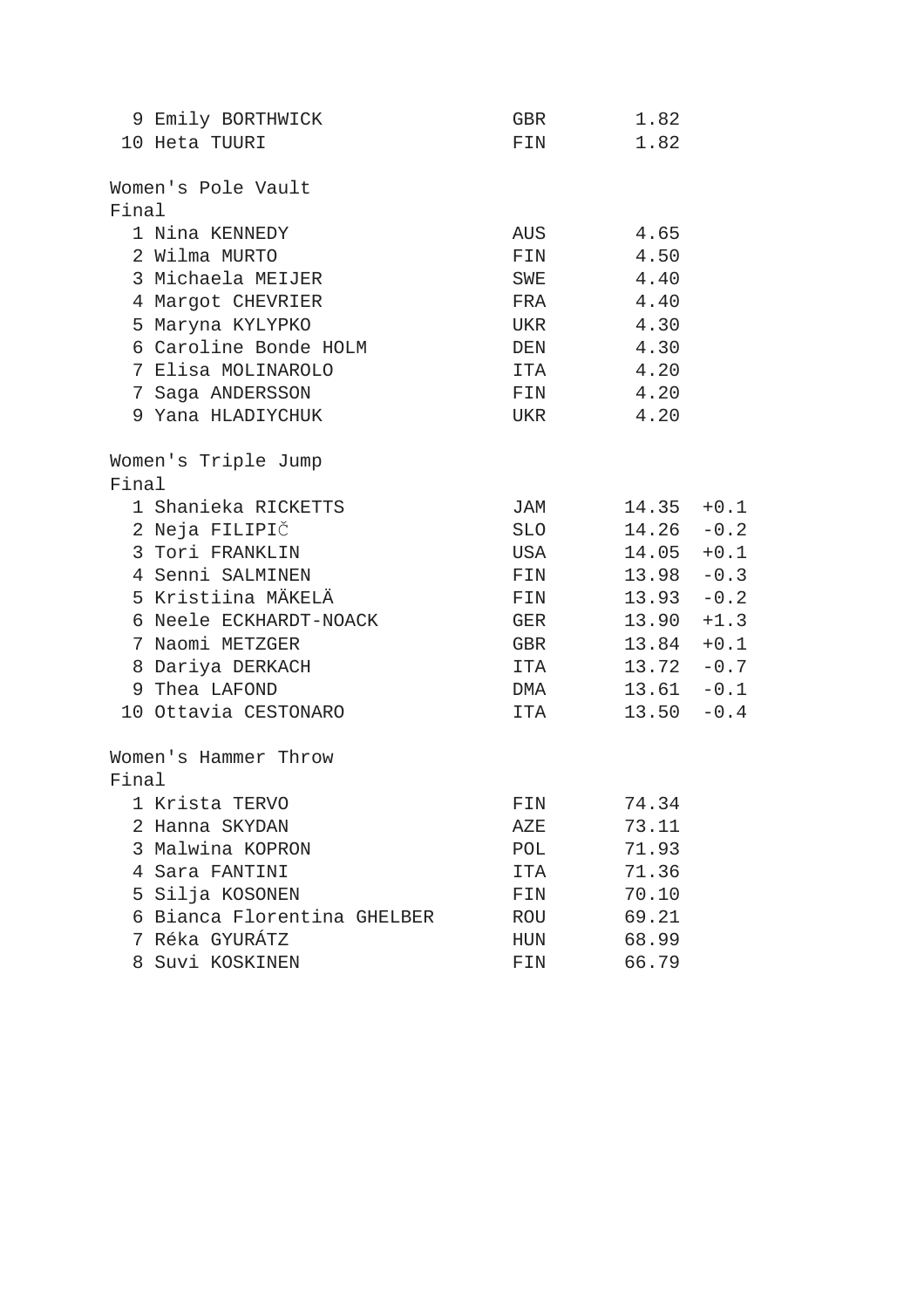| | | | |
|---|---|---|---|
| 9 | Emily BORTHWICK | GBR | 1.82 |
| 10 | Heta TUURI | FIN | 1.82 |

Women's Pole Vault
Final

| | | | |
|---|---|---|---|
| 1 | Nina KENNEDY | AUS | 4.65 |
| 2 | Wilma MURTO | FIN | 4.50 |
| 3 | Michaela MEIJER | SWE | 4.40 |
| 4 | Margot CHEVRIER | FRA | 4.40 |
| 5 | Maryna KYLYPKO | UKR | 4.30 |
| 6 | Caroline Bonde HOLM | DEN | 4.30 |
| 7 | Elisa MOLINAROLO | ITA | 4.20 |
| 7 | Saga ANDERSSON | FIN | 4.20 |
| 9 | Yana HLADIYCHUK | UKR | 4.20 |

Women's Triple Jump
Final

| | | | | |
|---|---|---|---|---|
| 1 | Shanieka RICKETTS | JAM | 14.35 | +0.1 |
| 2 | Neja FILIPIČ | SLO | 14.26 | -0.2 |
| 3 | Tori FRANKLIN | USA | 14.05 | +0.1 |
| 4 | Senni SALMINEN | FIN | 13.98 | -0.3 |
| 5 | Kristiina MÄKELÄ | FIN | 13.93 | -0.2 |
| 6 | Neele ECKHARDT-NOACK | GER | 13.90 | +1.3 |
| 7 | Naomi METZGER | GBR | 13.84 | +0.1 |
| 8 | Dariya DERKACH | ITA | 13.72 | -0.7 |
| 9 | Thea LAFOND | DMA | 13.61 | -0.1 |
| 10 | Ottavia CESTONARO | ITA | 13.50 | -0.4 |

Women's Hammer Throw
Final

| | | | |
|---|---|---|---|
| 1 | Krista TERVO | FIN | 74.34 |
| 2 | Hanna SKYDAN | AZE | 73.11 |
| 3 | Malwina KOPRON | POL | 71.93 |
| 4 | Sara FANTINI | ITA | 71.36 |
| 5 | Silja KOSONEN | FIN | 70.10 |
| 6 | Bianca Florentina GHELBER | ROU | 69.21 |
| 7 | Réka GYURÁTZ | HUN | 68.99 |
| 8 | Suvi KOSKINEN | FIN | 66.79 |